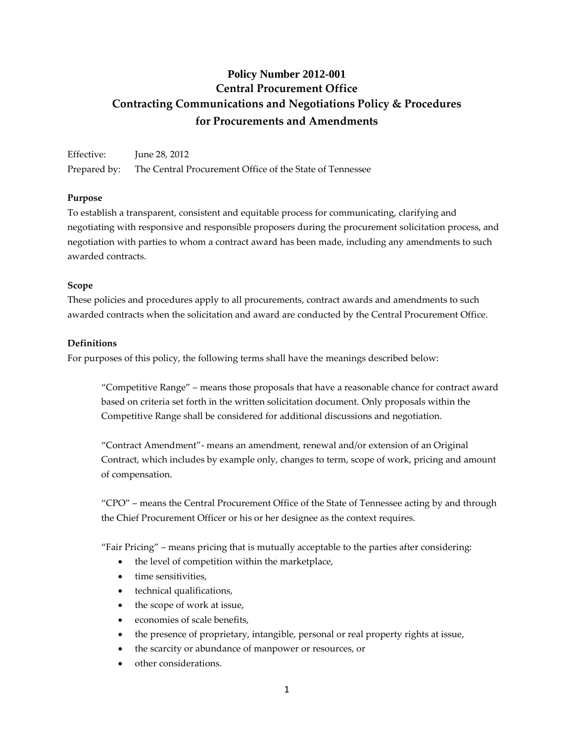# Policy Number 2012-001
# Central Procurement Office
# Contracting Communications and Negotiations Policy & Procedures for Procurements and Amendments

Effective: June 28, 2012

Prepared by: The Central Procurement Office of the State of Tennessee

**Purpose**

To establish a transparent, consistent and equitable process for communicating, clarifying and negotiating with responsive and responsible proposers during the procurement solicitation process, and negotiation with parties to whom a contract award has been made, including any amendments to such awarded contracts.

**Scope**

These policies and procedures apply to all procurements, contract awards and amendments to such awarded contracts when the solicitation and award are conducted by the Central Procurement Office.

**Definitions**

For purposes of this policy, the following terms shall have the meanings described below:

> "Competitive Range" – means those proposals that have a reasonable chance for contract award based on criteria set forth in the written solicitation document. Only proposals within the Competitive Range shall be considered for additional discussions and negotiation.
>
> "Contract Amendment"- means an amendment, renewal and/or extension of an Original Contract, which includes by example only, changes to term, scope of work, pricing and amount of compensation.
>
> "CPO" – means the Central Procurement Office of the State of Tennessee acting by and through the Chief Procurement Officer or his or her designee as the context requires.
>
> "Fair Pricing" – means pricing that is mutually acceptable to the parties after considering:
>
> - the level of competition within the marketplace,
> - time sensitivities,
> - technical qualifications,
> - the scope of work at issue,
> - economies of scale benefits,
> - the presence of proprietary, intangible, personal or real property rights at issue,
> - the scarcity or abundance of manpower or resources, or
> - other considerations.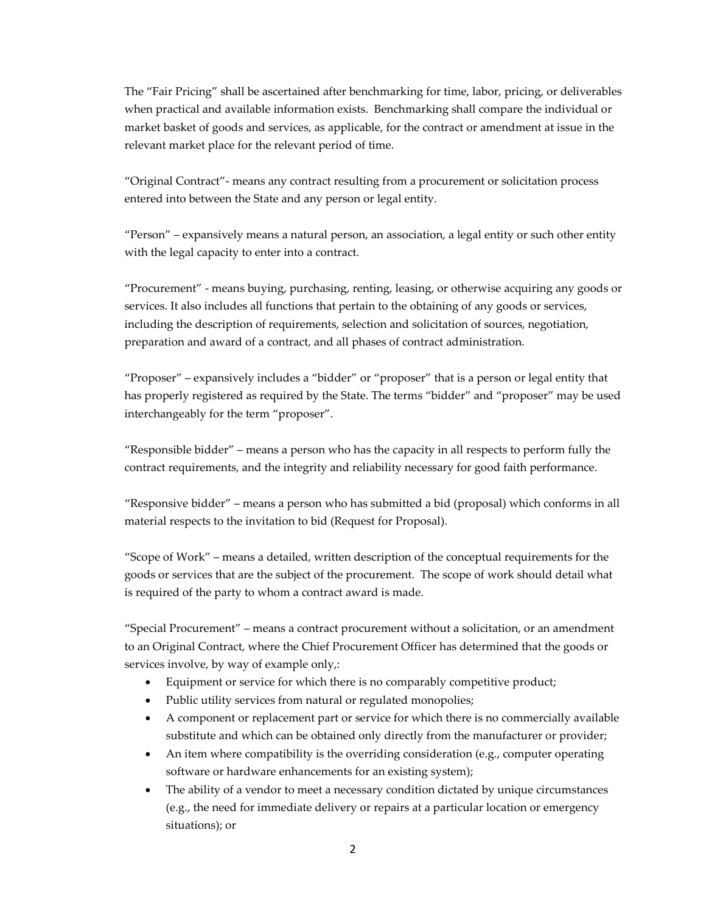The "Fair Pricing" shall be ascertained after benchmarking for time, labor, pricing, or deliverables when practical and available information exists. Benchmarking shall compare the individual or market basket of goods and services, as applicable, for the contract or amendment at issue in the relevant market place for the relevant period of time.

"Original Contract"- means any contract resulting from a procurement or solicitation process entered into between the State and any person or legal entity.

"Person" – expansively means a natural person, an association, a legal entity or such other entity with the legal capacity to enter into a contract.

"Procurement" - means buying, purchasing, renting, leasing, or otherwise acquiring any goods or services. It also includes all functions that pertain to the obtaining of any goods or services, including the description of requirements, selection and solicitation of sources, negotiation, preparation and award of a contract, and all phases of contract administration.

"Proposer" – expansively includes a "bidder" or "proposer" that is a person or legal entity that has properly registered as required by the State. The terms "bidder" and "proposer" may be used interchangeably for the term "proposer".

"Responsible bidder" – means a person who has the capacity in all respects to perform fully the contract requirements, and the integrity and reliability necessary for good faith performance.

"Responsive bidder" – means a person who has submitted a bid (proposal) which conforms in all material respects to the invitation to bid (Request for Proposal).

"Scope of Work" – means a detailed, written description of the conceptual requirements for the goods or services that are the subject of the procurement. The scope of work should detail what is required of the party to whom a contract award is made.

"Special Procurement" – means a contract procurement without a solicitation, or an amendment to an Original Contract, where the Chief Procurement Officer has determined that the goods or services involve, by way of example only,:

- Equipment or service for which there is no comparably competitive product;
- Public utility services from natural or regulated monopolies;
- A component or replacement part or service for which there is no commercially available substitute and which can be obtained only directly from the manufacturer or provider;
- An item where compatibility is the overriding consideration (e.g., computer operating software or hardware enhancements for an existing system);
- The ability of a vendor to meet a necessary condition dictated by unique circumstances (e.g., the need for immediate delivery or repairs at a particular location or emergency situations); or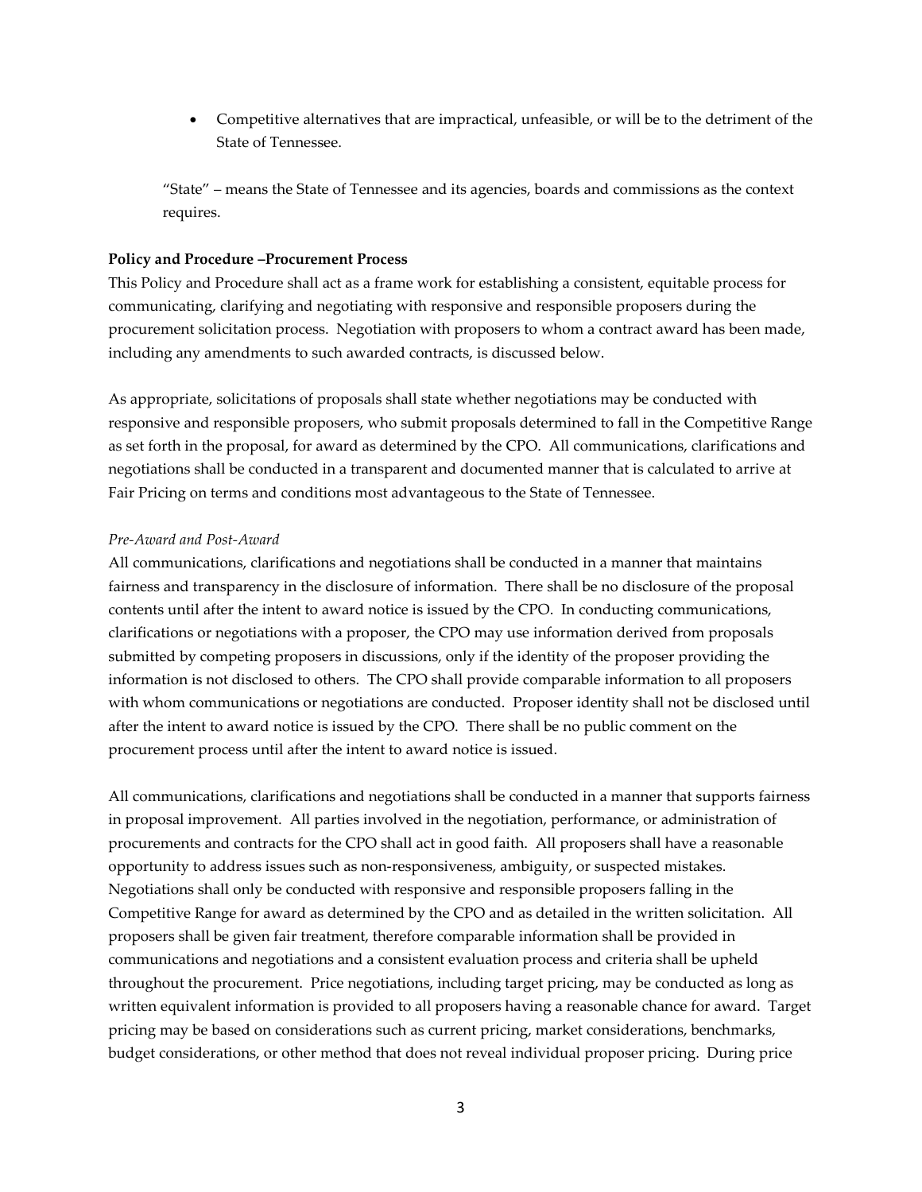- Competitive alternatives that are impractical, unfeasible, or will be to the detriment of the State of Tennessee.

"State" – means the State of Tennessee and its agencies, boards and commissions as the context requires.

**Policy and Procedure –Procurement Process**

This Policy and Procedure shall act as a frame work for establishing a consistent, equitable process for communicating, clarifying and negotiating with responsive and responsible proposers during the procurement solicitation process. Negotiation with proposers to whom a contract award has been made, including any amendments to such awarded contracts, is discussed below.

As appropriate, solicitations of proposals shall state whether negotiations may be conducted with responsive and responsible proposers, who submit proposals determined to fall in the Competitive Range as set forth in the proposal, for award as determined by the CPO. All communications, clarifications and negotiations shall be conducted in a transparent and documented manner that is calculated to arrive at Fair Pricing on terms and conditions most advantageous to the State of Tennessee.

*Pre-Award and Post-Award*

All communications, clarifications and negotiations shall be conducted in a manner that maintains fairness and transparency in the disclosure of information. There shall be no disclosure of the proposal contents until after the intent to award notice is issued by the CPO. In conducting communications, clarifications or negotiations with a proposer, the CPO may use information derived from proposals submitted by competing proposers in discussions, only if the identity of the proposer providing the information is not disclosed to others. The CPO shall provide comparable information to all proposers with whom communications or negotiations are conducted. Proposer identity shall not be disclosed until after the intent to award notice is issued by the CPO. There shall be no public comment on the procurement process until after the intent to award notice is issued.

All communications, clarifications and negotiations shall be conducted in a manner that supports fairness in proposal improvement. All parties involved in the negotiation, performance, or administration of procurements and contracts for the CPO shall act in good faith. All proposers shall have a reasonable opportunity to address issues such as non-responsiveness, ambiguity, or suspected mistakes. Negotiations shall only be conducted with responsive and responsible proposers falling in the Competitive Range for award as determined by the CPO and as detailed in the written solicitation. All proposers shall be given fair treatment, therefore comparable information shall be provided in communications and negotiations and a consistent evaluation process and criteria shall be upheld throughout the procurement. Price negotiations, including target pricing, may be conducted as long as written equivalent information is provided to all proposers having a reasonable chance for award. Target pricing may be based on considerations such as current pricing, market considerations, benchmarks, budget considerations, or other method that does not reveal individual proposer pricing. During price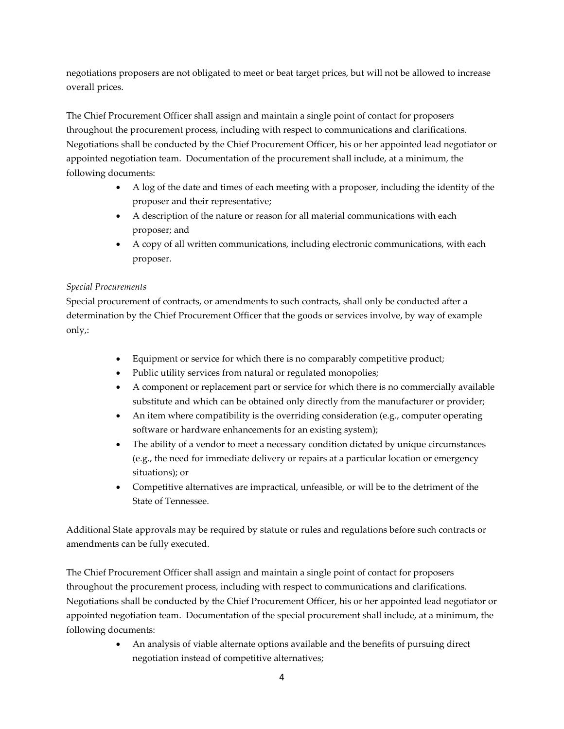negotiations proposers are not obligated to meet or beat target prices, but will not be allowed to increase overall prices.

The Chief Procurement Officer shall assign and maintain a single point of contact for proposers throughout the procurement process, including with respect to communications and clarifications. Negotiations shall be conducted by the Chief Procurement Officer, his or her appointed lead negotiator or appointed negotiation team. Documentation of the procurement shall include, at a minimum, the following documents:

- A log of the date and times of each meeting with a proposer, including the identity of the proposer and their representative;
- A description of the nature or reason for all material communications with each proposer; and
- A copy of all written communications, including electronic communications, with each proposer.

*Special Procurements*

Special procurement of contracts, or amendments to such contracts, shall only be conducted after a determination by the Chief Procurement Officer that the goods or services involve, by way of example only,:

- Equipment or service for which there is no comparably competitive product;
- Public utility services from natural or regulated monopolies;
- A component or replacement part or service for which there is no commercially available substitute and which can be obtained only directly from the manufacturer or provider;
- An item where compatibility is the overriding consideration (e.g., computer operating software or hardware enhancements for an existing system);
- The ability of a vendor to meet a necessary condition dictated by unique circumstances (e.g., the need for immediate delivery or repairs at a particular location or emergency situations); or
- Competitive alternatives are impractical, unfeasible, or will be to the detriment of the State of Tennessee.

Additional State approvals may be required by statute or rules and regulations before such contracts or amendments can be fully executed.

The Chief Procurement Officer shall assign and maintain a single point of contact for proposers throughout the procurement process, including with respect to communications and clarifications. Negotiations shall be conducted by the Chief Procurement Officer, his or her appointed lead negotiator or appointed negotiation team. Documentation of the special procurement shall include, at a minimum, the following documents:

- An analysis of viable alternate options available and the benefits of pursuing direct negotiation instead of competitive alternatives;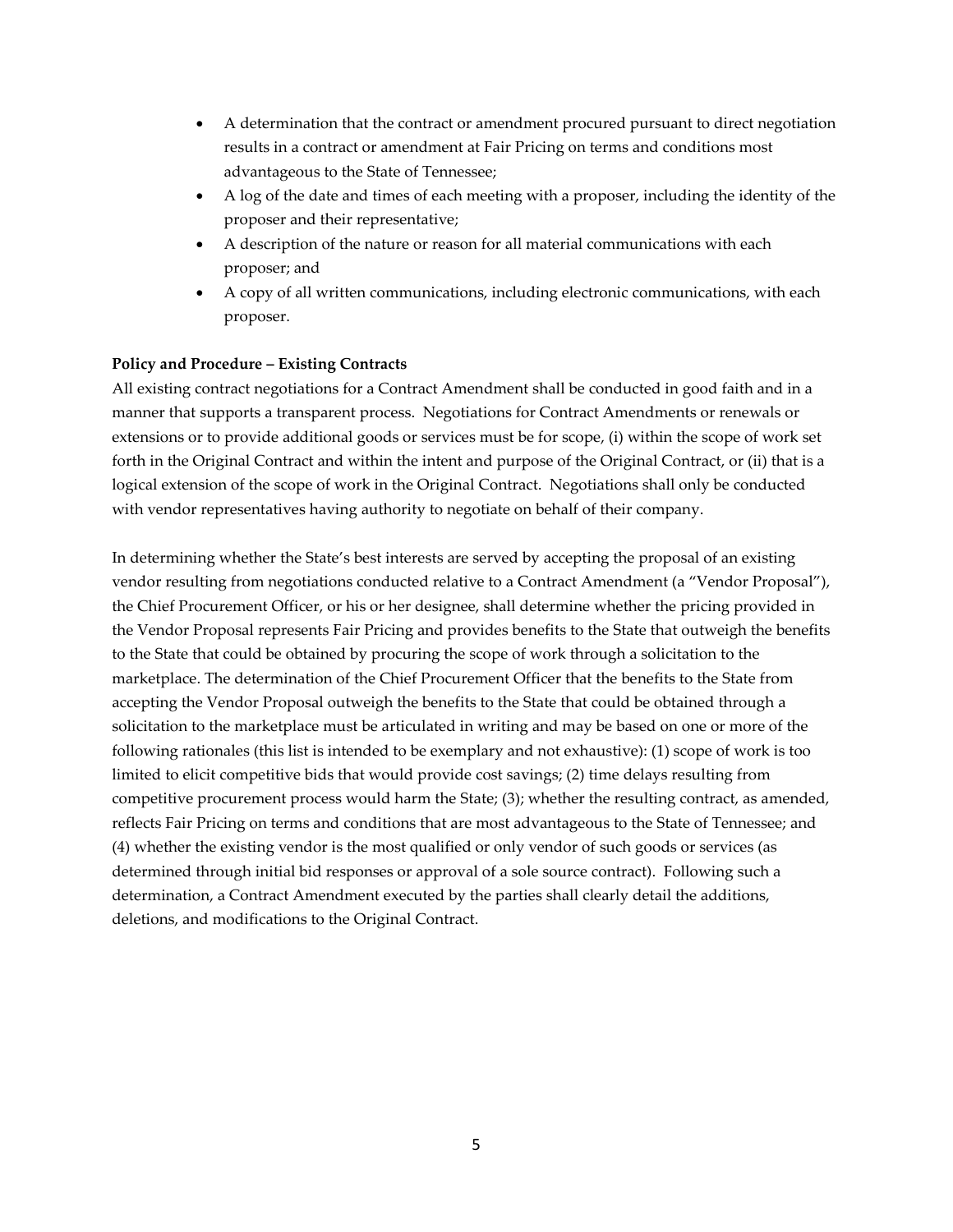- A determination that the contract or amendment procured pursuant to direct negotiation results in a contract or amendment at Fair Pricing on terms and conditions most advantageous to the State of Tennessee;
- A log of the date and times of each meeting with a proposer, including the identity of the proposer and their representative;
- A description of the nature or reason for all material communications with each proposer; and
- A copy of all written communications, including electronic communications, with each proposer.

**Policy and Procedure – Existing Contracts**

All existing contract negotiations for a Contract Amendment shall be conducted in good faith and in a manner that supports a transparent process. Negotiations for Contract Amendments or renewals or extensions or to provide additional goods or services must be for scope, (i) within the scope of work set forth in the Original Contract and within the intent and purpose of the Original Contract, or (ii) that is a logical extension of the scope of work in the Original Contract. Negotiations shall only be conducted with vendor representatives having authority to negotiate on behalf of their company.

In determining whether the State's best interests are served by accepting the proposal of an existing vendor resulting from negotiations conducted relative to a Contract Amendment (a "Vendor Proposal"), the Chief Procurement Officer, or his or her designee, shall determine whether the pricing provided in the Vendor Proposal represents Fair Pricing and provides benefits to the State that outweigh the benefits to the State that could be obtained by procuring the scope of work through a solicitation to the marketplace. The determination of the Chief Procurement Officer that the benefits to the State from accepting the Vendor Proposal outweigh the benefits to the State that could be obtained through a solicitation to the marketplace must be articulated in writing and may be based on one or more of the following rationales (this list is intended to be exemplary and not exhaustive): (1) scope of work is too limited to elicit competitive bids that would provide cost savings; (2) time delays resulting from competitive procurement process would harm the State; (3); whether the resulting contract, as amended, reflects Fair Pricing on terms and conditions that are most advantageous to the State of Tennessee; and (4) whether the existing vendor is the most qualified or only vendor of such goods or services (as determined through initial bid responses or approval of a sole source contract). Following such a determination, a Contract Amendment executed by the parties shall clearly detail the additions, deletions, and modifications to the Original Contract.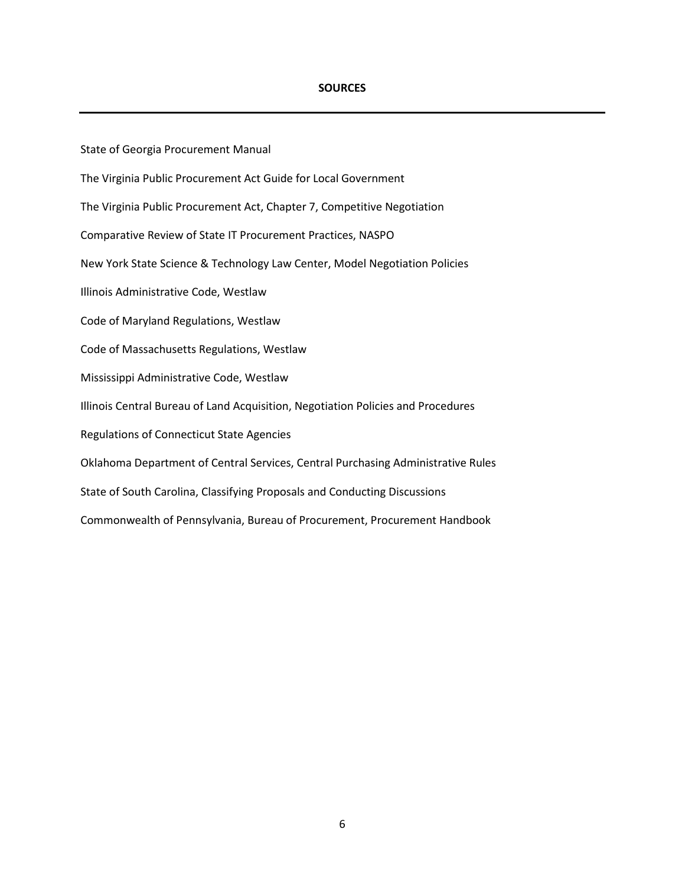## SOURCES

---

State of Georgia Procurement Manual

The Virginia Public Procurement Act Guide for Local Government

The Virginia Public Procurement Act, Chapter 7, Competitive Negotiation

Comparative Review of State IT Procurement Practices, NASPO

New York State Science & Technology Law Center, Model Negotiation Policies

Illinois Administrative Code, Westlaw

Code of Maryland Regulations, Westlaw

Code of Massachusetts Regulations, Westlaw

Mississippi Administrative Code, Westlaw

Illinois Central Bureau of Land Acquisition, Negotiation Policies and Procedures

Regulations of Connecticut State Agencies

Oklahoma Department of Central Services, Central Purchasing Administrative Rules

State of South Carolina, Classifying Proposals and Conducting Discussions

Commonwealth of Pennsylvania, Bureau of Procurement, Procurement Handbook